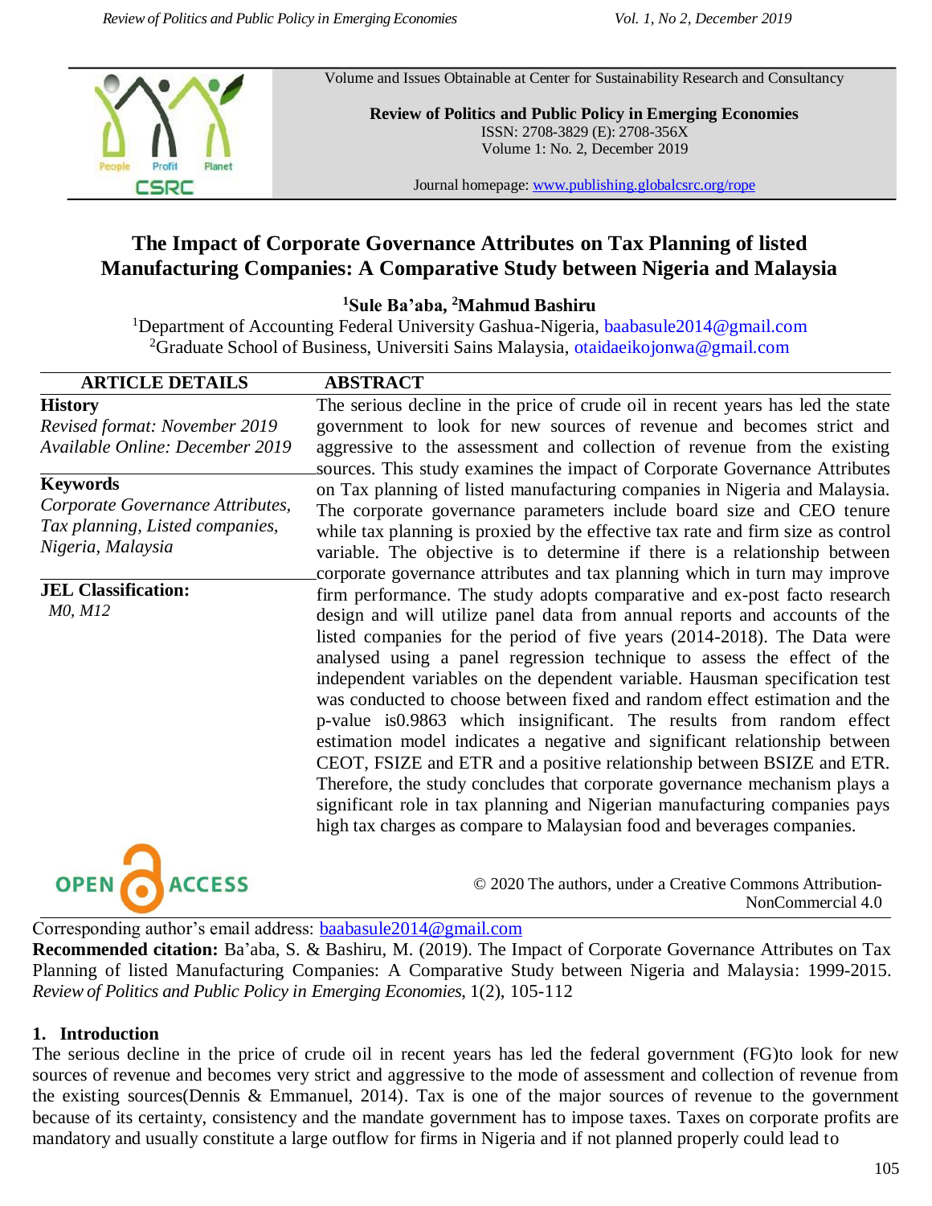Volume and Issues Obtainable at Center for Sustainability Research and Consultancy

**Review of Politics and Public Policy in Emerging Economies**
ISSN: 2708-3829 (E): 2708-356X
Volume 1: No. 2, December 2019

Journal homepage: www.publishing.globalcsrc.org/rope

# The Impact of Corporate Governance Attributes on Tax Planning of listed Manufacturing Companies: A Comparative Study between Nigeria and Malaysia

**[1]Sule Ba'aba, [2]Mahmud Bashiru**

[1]Department of Accounting Federal University Gashua-Nigeria, baabasule2014@gmail.com
[2]Graduate School of Business, Universiti Sains Malaysia, otaidaeikojonwa@gmail.com

**ARTICLE DETAILS**

**History**
*Revised format: November 2019*
*Available Online: December 2019*

**Keywords**
*Corporate Governance Attributes, Tax planning, Listed companies, Nigeria, Malaysia*

**JEL Classification:**
*M0, M12*

**ABSTRACT**

The serious decline in the price of crude oil in recent years has led the state government to look for new sources of revenue and becomes strict and aggressive to the assessment and collection of revenue from the existing sources. This study examines the impact of Corporate Governance Attributes on Tax planning of listed manufacturing companies in Nigeria and Malaysia. The corporate governance parameters include board size and CEO tenure while tax planning is proxied by the effective tax rate and firm size as control variable. The objective is to determine if there is a relationship between corporate governance attributes and tax planning which in turn may improve firm performance. The study adopts comparative and ex-post facto research design and will utilize panel data from annual reports and accounts of the listed companies for the period of five years (2014-2018). The Data were analysed using a panel regression technique to assess the effect of the independent variables on the dependent variable. Hausman specification test was conducted to choose between fixed and random effect estimation and the p-value is0.9863 which insignificant. The results from random effect estimation model indicates a negative and significant relationship between CEOT, FSIZE and ETR and a positive relationship between BSIZE and ETR. Therefore, the study concludes that corporate governance mechanism plays a significant role in tax planning and Nigerian manufacturing companies pays high tax charges as compare to Malaysian food and beverages companies.

OPEN ACCESS

© 2020 The authors, under a Creative Commons Attribution-NonCommercial 4.0

Corresponding author's email address: baabasule2014@gmail.com

**Recommended citation:** Ba'aba, S. & Bashiru, M. (2019). The Impact of Corporate Governance Attributes on Tax Planning of listed Manufacturing Companies: A Comparative Study between Nigeria and Malaysia: 1999-2015. *Review of Politics and Public Policy in Emerging Economies*, 1(2), 105-112

## 1. Introduction

The serious decline in the price of crude oil in recent years has led the federal government (FG)to look for new sources of revenue and becomes very strict and aggressive to the mode of assessment and collection of revenue from the existing sources(Dennis & Emmanuel, 2014). Tax is one of the major sources of revenue to the government because of its certainty, consistency and the mandate government has to impose taxes. Taxes on corporate profits are mandatory and usually constitute a large outflow for firms in Nigeria and if not planned properly could lead to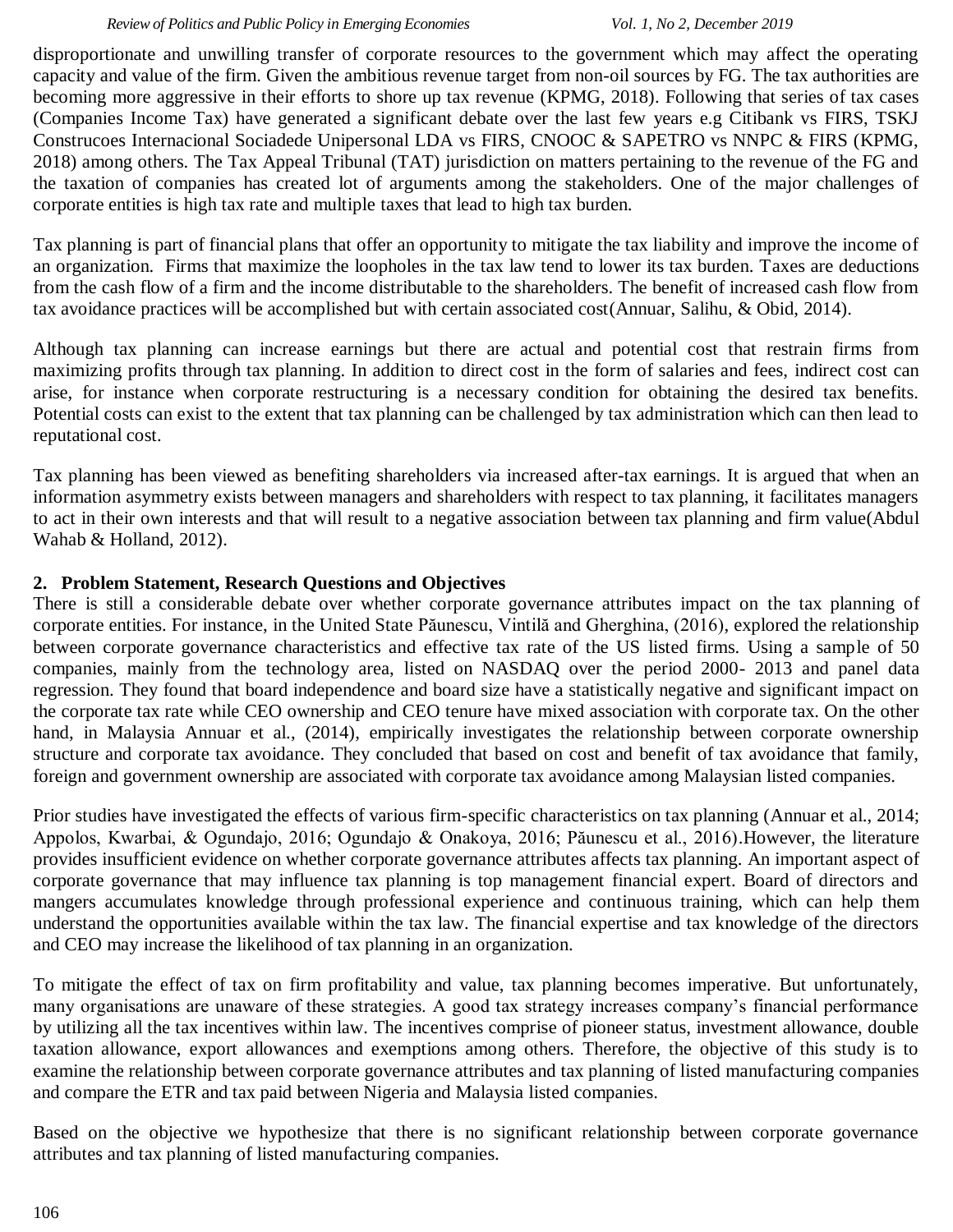disproportionate and unwilling transfer of corporate resources to the government which may affect the operating capacity and value of the firm. Given the ambitious revenue target from non-oil sources by FG. The tax authorities are becoming more aggressive in their efforts to shore up tax revenue (KPMG, 2018). Following that series of tax cases (Companies Income Tax) have generated a significant debate over the last few years e.g Citibank vs FIRS, TSKJ Construcoes Internacional Sociadede Unipersonal LDA vs FIRS, CNOOC & SAPETRO vs NNPC & FIRS (KPMG, 2018) among others. The Tax Appeal Tribunal (TAT) jurisdiction on matters pertaining to the revenue of the FG and the taxation of companies has created lot of arguments among the stakeholders. One of the major challenges of corporate entities is high tax rate and multiple taxes that lead to high tax burden.

Tax planning is part of financial plans that offer an opportunity to mitigate the tax liability and improve the income of an organization. Firms that maximize the loopholes in the tax law tend to lower its tax burden. Taxes are deductions from the cash flow of a firm and the income distributable to the shareholders. The benefit of increased cash flow from tax avoidance practices will be accomplished but with certain associated cost(Annuar, Salihu, & Obid, 2014).

Although tax planning can increase earnings but there are actual and potential cost that restrain firms from maximizing profits through tax planning. In addition to direct cost in the form of salaries and fees, indirect cost can arise, for instance when corporate restructuring is a necessary condition for obtaining the desired tax benefits. Potential costs can exist to the extent that tax planning can be challenged by tax administration which can then lead to reputational cost.

Tax planning has been viewed as benefiting shareholders via increased after-tax earnings. It is argued that when an information asymmetry exists between managers and shareholders with respect to tax planning, it facilitates managers to act in their own interests and that will result to a negative association between tax planning and firm value(Abdul Wahab & Holland, 2012).

## 2. Problem Statement, Research Questions and Objectives

There is still a considerable debate over whether corporate governance attributes impact on the tax planning of corporate entities. For instance, in the United State Păunescu, Vintilă and Gherghina, (2016), explored the relationship between corporate governance characteristics and effective tax rate of the US listed firms. Using a sample of 50 companies, mainly from the technology area, listed on NASDAQ over the period 2000- 2013 and panel data regression. They found that board independence and board size have a statistically negative and significant impact on the corporate tax rate while CEO ownership and CEO tenure have mixed association with corporate tax. On the other hand, in Malaysia Annuar et al., (2014), empirically investigates the relationship between corporate ownership structure and corporate tax avoidance. They concluded that based on cost and benefit of tax avoidance that family, foreign and government ownership are associated with corporate tax avoidance among Malaysian listed companies.

Prior studies have investigated the effects of various firm-specific characteristics on tax planning (Annuar et al., 2014; Appolos, Kwarbai, & Ogundajo, 2016; Ogundajo & Onakoya, 2016; Păunescu et al., 2016).However, the literature provides insufficient evidence on whether corporate governance attributes affects tax planning. An important aspect of corporate governance that may influence tax planning is top management financial expert. Board of directors and mangers accumulates knowledge through professional experience and continuous training, which can help them understand the opportunities available within the tax law. The financial expertise and tax knowledge of the directors and CEO may increase the likelihood of tax planning in an organization.

To mitigate the effect of tax on firm profitability and value, tax planning becomes imperative. But unfortunately, many organisations are unaware of these strategies. A good tax strategy increases company's financial performance by utilizing all the tax incentives within law. The incentives comprise of pioneer status, investment allowance, double taxation allowance, export allowances and exemptions among others. Therefore, the objective of this study is to examine the relationship between corporate governance attributes and tax planning of listed manufacturing companies and compare the ETR and tax paid between Nigeria and Malaysia listed companies.

Based on the objective we hypothesize that there is no significant relationship between corporate governance attributes and tax planning of listed manufacturing companies.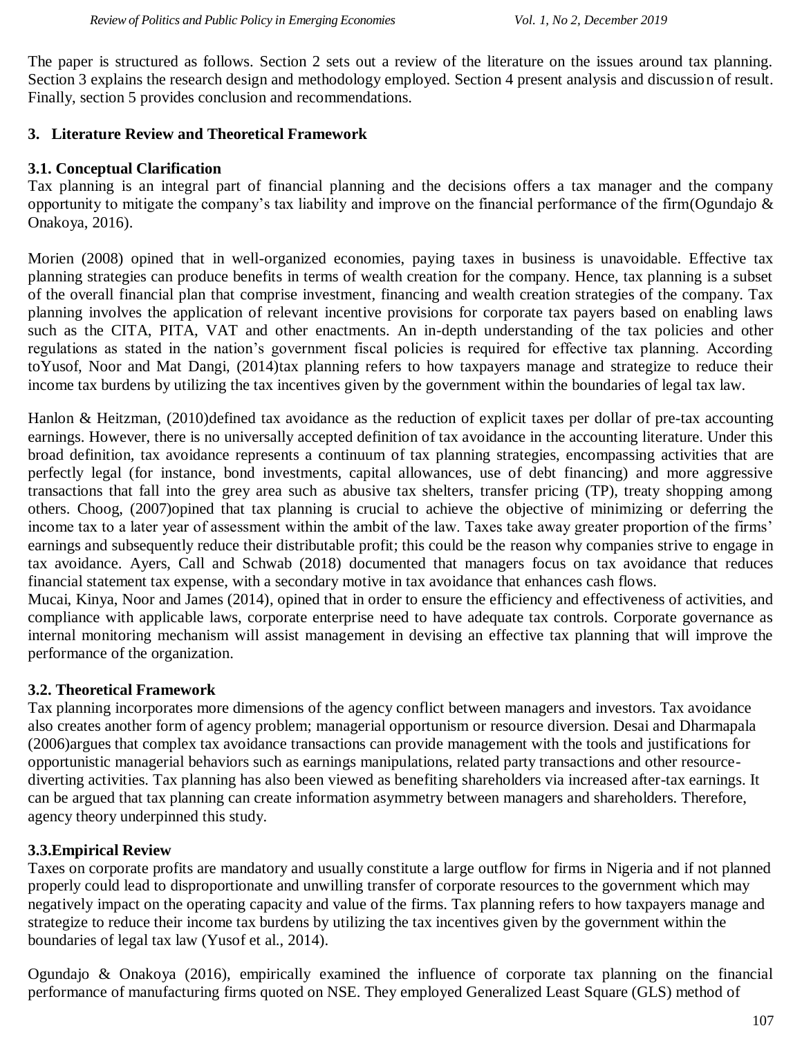The paper is structured as follows. Section 2 sets out a review of the literature on the issues around tax planning. Section 3 explains the research design and methodology employed. Section 4 present analysis and discussion of result. Finally, section 5 provides conclusion and recommendations.

## 3. Literature Review and Theoretical Framework

### 3.1. Conceptual Clarification

Tax planning is an integral part of financial planning and the decisions offers a tax manager and the company opportunity to mitigate the company's tax liability and improve on the financial performance of the firm(Ogundajo & Onakoya, 2016).

Morien (2008) opined that in well-organized economies, paying taxes in business is unavoidable. Effective tax planning strategies can produce benefits in terms of wealth creation for the company. Hence, tax planning is a subset of the overall financial plan that comprise investment, financing and wealth creation strategies of the company. Tax planning involves the application of relevant incentive provisions for corporate tax payers based on enabling laws such as the CITA, PITA, VAT and other enactments. An in-depth understanding of the tax policies and other regulations as stated in the nation's government fiscal policies is required for effective tax planning. According toYusof, Noor and Mat Dangi, (2014)tax planning refers to how taxpayers manage and strategize to reduce their income tax burdens by utilizing the tax incentives given by the government within the boundaries of legal tax law.

Hanlon & Heitzman, (2010)defined tax avoidance as the reduction of explicit taxes per dollar of pre-tax accounting earnings. However, there is no universally accepted definition of tax avoidance in the accounting literature. Under this broad definition, tax avoidance represents a continuum of tax planning strategies, encompassing activities that are perfectly legal (for instance, bond investments, capital allowances, use of debt financing) and more aggressive transactions that fall into the grey area such as abusive tax shelters, transfer pricing (TP), treaty shopping among others. Choog, (2007)opined that tax planning is crucial to achieve the objective of minimizing or deferring the income tax to a later year of assessment within the ambit of the law. Taxes take away greater proportion of the firms' earnings and subsequently reduce their distributable profit; this could be the reason why companies strive to engage in tax avoidance. Ayers, Call and Schwab (2018) documented that managers focus on tax avoidance that reduces financial statement tax expense, with a secondary motive in tax avoidance that enhances cash flows.

Mucai, Kinya, Noor and James (2014), opined that in order to ensure the efficiency and effectiveness of activities, and compliance with applicable laws, corporate enterprise need to have adequate tax controls. Corporate governance as internal monitoring mechanism will assist management in devising an effective tax planning that will improve the performance of the organization.

### 3.2. Theoretical Framework

Tax planning incorporates more dimensions of the agency conflict between managers and investors. Tax avoidance also creates another form of agency problem; managerial opportunism or resource diversion. Desai and Dharmapala (2006)argues that complex tax avoidance transactions can provide management with the tools and justifications for opportunistic managerial behaviors such as earnings manipulations, related party transactions and other resource-diverting activities. Tax planning has also been viewed as benefiting shareholders via increased after-tax earnings. It can be argued that tax planning can create information asymmetry between managers and shareholders. Therefore, agency theory underpinned this study.

### 3.3.Empirical Review

Taxes on corporate profits are mandatory and usually constitute a large outflow for firms in Nigeria and if not planned properly could lead to disproportionate and unwilling transfer of corporate resources to the government which may negatively impact on the operating capacity and value of the firms. Tax planning refers to how taxpayers manage and strategize to reduce their income tax burdens by utilizing the tax incentives given by the government within the boundaries of legal tax law (Yusof et al., 2014).

Ogundajo & Onakoya (2016), empirically examined the influence of corporate tax planning on the financial performance of manufacturing firms quoted on NSE. They employed Generalized Least Square (GLS) method of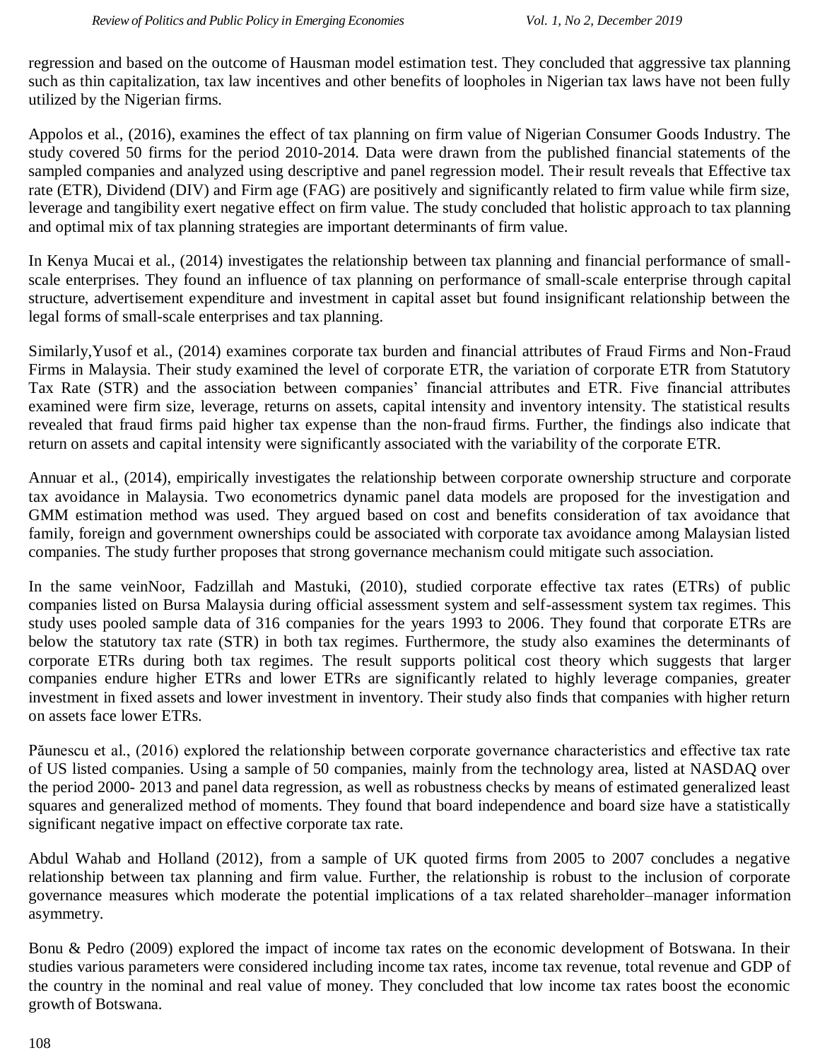regression and based on the outcome of Hausman model estimation test. They concluded that aggressive tax planning such as thin capitalization, tax law incentives and other benefits of loopholes in Nigerian tax laws have not been fully utilized by the Nigerian firms.

Appolos et al., (2016), examines the effect of tax planning on firm value of Nigerian Consumer Goods Industry. The study covered 50 firms for the period 2010-2014. Data were drawn from the published financial statements of the sampled companies and analyzed using descriptive and panel regression model. Their result reveals that Effective tax rate (ETR), Dividend (DIV) and Firm age (FAG) are positively and significantly related to firm value while firm size, leverage and tangibility exert negative effect on firm value. The study concluded that holistic approach to tax planning and optimal mix of tax planning strategies are important determinants of firm value.

In Kenya Mucai et al., (2014) investigates the relationship between tax planning and financial performance of small-scale enterprises. They found an influence of tax planning on performance of small-scale enterprise through capital structure, advertisement expenditure and investment in capital asset but found insignificant relationship between the legal forms of small-scale enterprises and tax planning.

Similarly,Yusof et al., (2014) examines corporate tax burden and financial attributes of Fraud Firms and Non-Fraud Firms in Malaysia. Their study examined the level of corporate ETR, the variation of corporate ETR from Statutory Tax Rate (STR) and the association between companies' financial attributes and ETR. Five financial attributes examined were firm size, leverage, returns on assets, capital intensity and inventory intensity. The statistical results revealed that fraud firms paid higher tax expense than the non-fraud firms. Further, the findings also indicate that return on assets and capital intensity were significantly associated with the variability of the corporate ETR.

Annuar et al., (2014), empirically investigates the relationship between corporate ownership structure and corporate tax avoidance in Malaysia. Two econometrics dynamic panel data models are proposed for the investigation and GMM estimation method was used. They argued based on cost and benefits consideration of tax avoidance that family, foreign and government ownerships could be associated with corporate tax avoidance among Malaysian listed companies. The study further proposes that strong governance mechanism could mitigate such association.

In the same veinNoor, Fadzillah and Mastuki, (2010), studied corporate effective tax rates (ETRs) of public companies listed on Bursa Malaysia during official assessment system and self-assessment system tax regimes. This study uses pooled sample data of 316 companies for the years 1993 to 2006. They found that corporate ETRs are below the statutory tax rate (STR) in both tax regimes. Furthermore, the study also examines the determinants of corporate ETRs during both tax regimes. The result supports political cost theory which suggests that larger companies endure higher ETRs and lower ETRs are significantly related to highly leverage companies, greater investment in fixed assets and lower investment in inventory. Their study also finds that companies with higher return on assets face lower ETRs.

Păunescu et al., (2016) explored the relationship between corporate governance characteristics and effective tax rate of US listed companies. Using a sample of 50 companies, mainly from the technology area, listed at NASDAQ over the period 2000- 2013 and panel data regression, as well as robustness checks by means of estimated generalized least squares and generalized method of moments. They found that board independence and board size have a statistically significant negative impact on effective corporate tax rate.

Abdul Wahab and Holland (2012), from a sample of UK quoted firms from 2005 to 2007 concludes a negative relationship between tax planning and firm value. Further, the relationship is robust to the inclusion of corporate governance measures which moderate the potential implications of a tax related shareholder–manager information asymmetry.

Bonu & Pedro (2009) explored the impact of income tax rates on the economic development of Botswana. In their studies various parameters were considered including income tax rates, income tax revenue, total revenue and GDP of the country in the nominal and real value of money. They concluded that low income tax rates boost the economic growth of Botswana.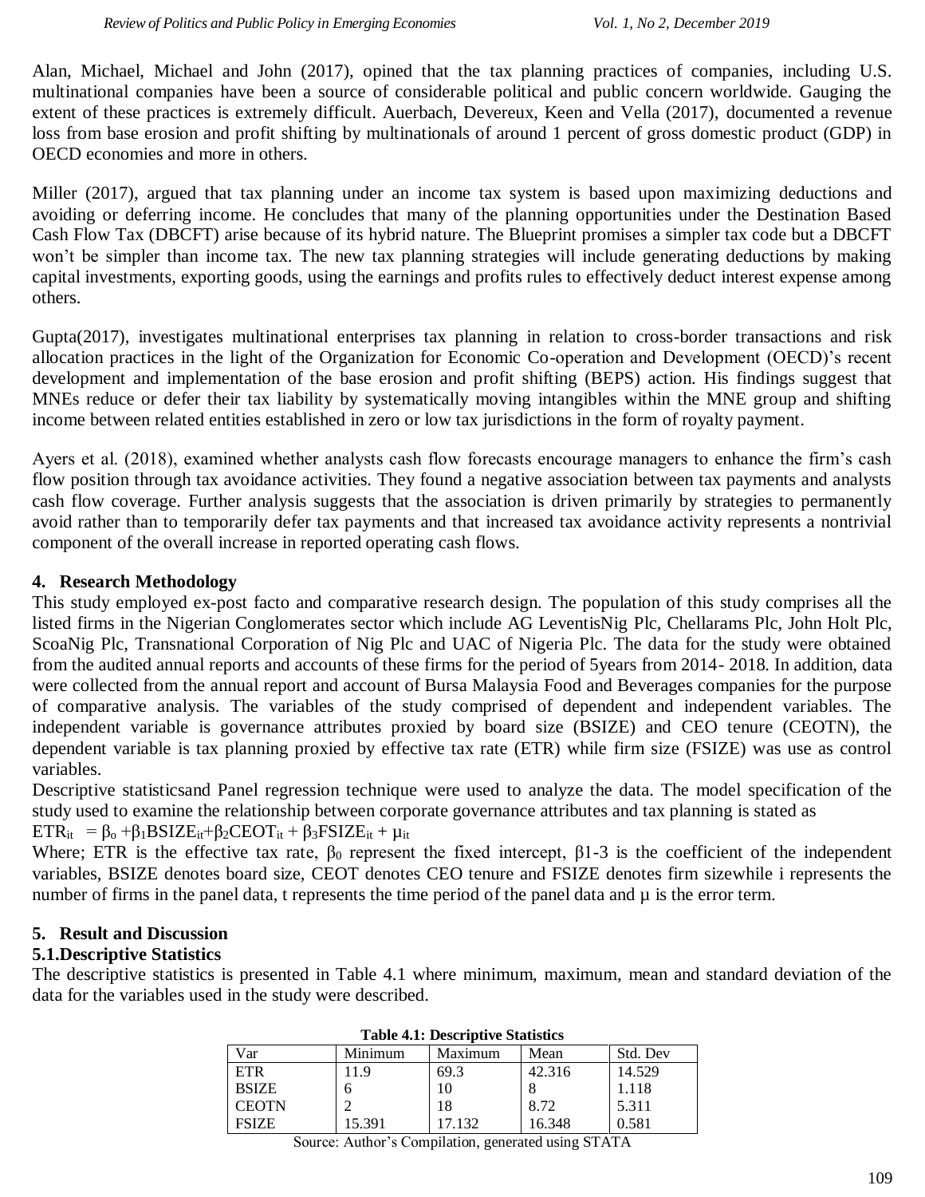Alan, Michael, Michael and John (2017), opined that the tax planning practices of companies, including U.S. multinational companies have been a source of considerable political and public concern worldwide. Gauging the extent of these practices is extremely difficult. Auerbach, Devereux, Keen and Vella (2017), documented a revenue loss from base erosion and profit shifting by multinationals of around 1 percent of gross domestic product (GDP) in OECD economies and more in others.

Miller (2017), argued that tax planning under an income tax system is based upon maximizing deductions and avoiding or deferring income. He concludes that many of the planning opportunities under the Destination Based Cash Flow Tax (DBCFT) arise because of its hybrid nature. The Blueprint promises a simpler tax code but a DBCFT won't be simpler than income tax. The new tax planning strategies will include generating deductions by making capital investments, exporting goods, using the earnings and profits rules to effectively deduct interest expense among others.

Gupta(2017), investigates multinational enterprises tax planning in relation to cross-border transactions and risk allocation practices in the light of the Organization for Economic Co-operation and Development (OECD)'s recent development and implementation of the base erosion and profit shifting (BEPS) action. His findings suggest that MNEs reduce or defer their tax liability by systematically moving intangibles within the MNE group and shifting income between related entities established in zero or low tax jurisdictions in the form of royalty payment.

Ayers et al. (2018), examined whether analysts cash flow forecasts encourage managers to enhance the firm's cash flow position through tax avoidance activities. They found a negative association between tax payments and analysts cash flow coverage. Further analysis suggests that the association is driven primarily by strategies to permanently avoid rather than to temporarily defer tax payments and that increased tax avoidance activity represents a nontrivial component of the overall increase in reported operating cash flows.

## 4. Research Methodology

This study employed ex-post facto and comparative research design. The population of this study comprises all the listed firms in the Nigerian Conglomerates sector which include AG LeventisNig Plc, Chellarams Plc, John Holt Plc, ScoaNig Plc, Transnational Corporation of Nig Plc and UAC of Nigeria Plc. The data for the study were obtained from the audited annual reports and accounts of these firms for the period of 5years from 2014- 2018. In addition, data were collected from the annual report and account of Bursa Malaysia Food and Beverages companies for the purpose of comparative analysis. The variables of the study comprised of dependent and independent variables. The independent variable is governance attributes proxied by board size (BSIZE) and CEO tenure (CEOTN), the dependent variable is tax planning proxied by effective tax rate (ETR) while firm size (FSIZE) was use as control variables.

Descriptive statisticsand Panel regression technique were used to analyze the data. The model specification of the study used to examine the relationship between corporate governance attributes and tax planning is stated as

$ETR_{it} = \beta_o + \beta_1 BSIZE_{it} + \beta_2 CEOT_{it} + \beta_3 FSIZE_{it} + \mu_{it}$

Where; ETR is the effective tax rate, $\beta_0$ represent the fixed intercept, $\beta$1-3 is the coefficient of the independent variables, BSIZE denotes board size, CEOT denotes CEO tenure and FSIZE denotes firm sizewhile i represents the number of firms in the panel data, t represents the time period of the panel data and $\mu$ is the error term.

## 5. Result and Discussion

### 5.1.Descriptive Statistics

The descriptive statistics is presented in Table 4.1 where minimum, maximum, mean and standard deviation of the data for the variables used in the study were described.

**Table 4.1: Descriptive Statistics**

| Var | Minimum | Maximum | Mean | Std. Dev |
|---|---|---|---|---|
| ETR | 11.9 | 69.3 | 42.316 | 14.529 |
| BSIZE | 6 | 10 | 8 | 1.118 |
| CEOTN | 2 | 18 | 8.72 | 5.311 |
| FSIZE | 15.391 | 17.132 | 16.348 | 0.581 |

Source: Author's Compilation, generated using STATA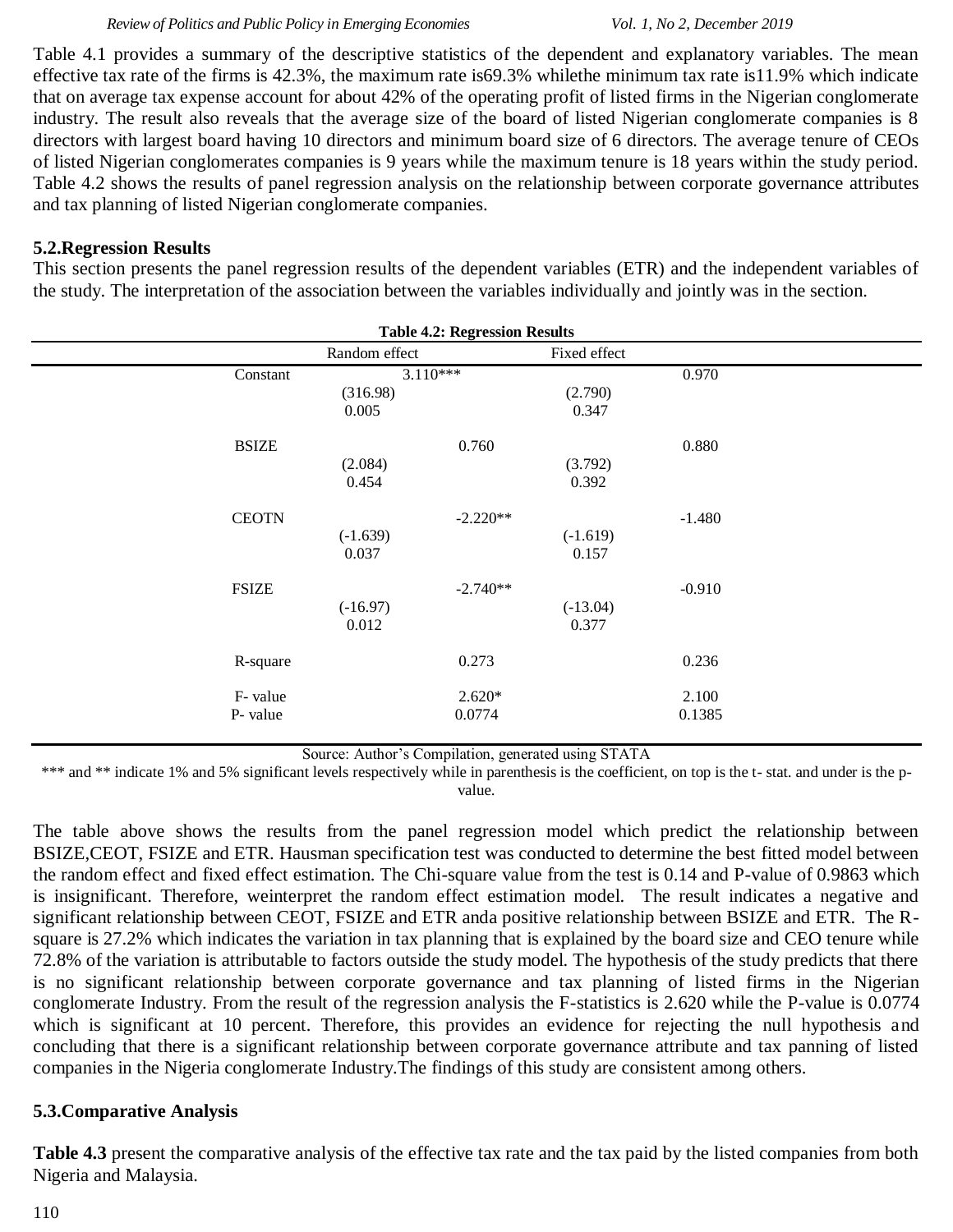Table 4.1 provides a summary of the descriptive statistics of the dependent and explanatory variables. The mean effective tax rate of the firms is 42.3%, the maximum rate is69.3% whilethe minimum tax rate is11.9% which indicate that on average tax expense account for about 42% of the operating profit of listed firms in the Nigerian conglomerate industry. The result also reveals that the average size of the board of listed Nigerian conglomerate companies is 8 directors with largest board having 10 directors and minimum board size of 6 directors. The average tenure of CEOs of listed Nigerian conglomerates companies is 9 years while the maximum tenure is 18 years within the study period. Table 4.2 shows the results of panel regression analysis on the relationship between corporate governance attributes and tax planning of listed Nigerian conglomerate companies.

## 5.2.Regression Results

This section presents the panel regression results of the dependent variables (ETR) and the independent variables of the study. The interpretation of the association between the variables individually and jointly was in the section.

**Table 4.2: Regression Results**

| | Random effect | | Fixed effect | |
|---|---|---|---|---|
| Constant | | 3.110*** | | 0.970 |
| | (316.98) | | (2.790) | |
| | 0.005 | | 0.347 | |
| BSIZE | | 0.760 | | 0.880 |
| | (2.084) | | (3.792) | |
| | 0.454 | | 0.392 | |
| CEOTN | | -2.220** | | -1.480 |
| | (-1.639) | | (-1.619) | |
| | 0.037 | | 0.157 | |
| FSIZE | | -2.740** | | -0.910 |
| | (-16.97) | | (-13.04) | |
| | 0.012 | | 0.377 | |
| R-square | | 0.273 | | 0.236 |
| F- value | | 2.620* | | 2.100 |
| P- value | | 0.0774 | | 0.1385 |

Source: Author's Compilation, generated using STATA

*** and ** indicate 1% and 5% significant levels respectively while in parenthesis is the coefficient, on top is the t- stat. and under is the p-value.

The table above shows the results from the panel regression model which predict the relationship between BSIZE,CEOT, FSIZE and ETR. Hausman specification test was conducted to determine the best fitted model between the random effect and fixed effect estimation. The Chi-square value from the test is 0.14 and P-value of 0.9863 which is insignificant. Therefore, weinterpret the random effect estimation model. The result indicates a negative and significant relationship between CEOT, FSIZE and ETR anda positive relationship between BSIZE and ETR. The R-square is 27.2% which indicates the variation in tax planning that is explained by the board size and CEO tenure while 72.8% of the variation is attributable to factors outside the study model. The hypothesis of the study predicts that there is no significant relationship between corporate governance and tax planning of listed firms in the Nigerian conglomerate Industry. From the result of the regression analysis the F-statistics is 2.620 while the P-value is 0.0774 which is significant at 10 percent. Therefore, this provides an evidence for rejecting the null hypothesis and concluding that there is a significant relationship between corporate governance attribute and tax panning of listed companies in the Nigeria conglomerate Industry.The findings of this study are consistent among others.

## 5.3.Comparative Analysis

**Table 4.3** present the comparative analysis of the effective tax rate and the tax paid by the listed companies from both Nigeria and Malaysia.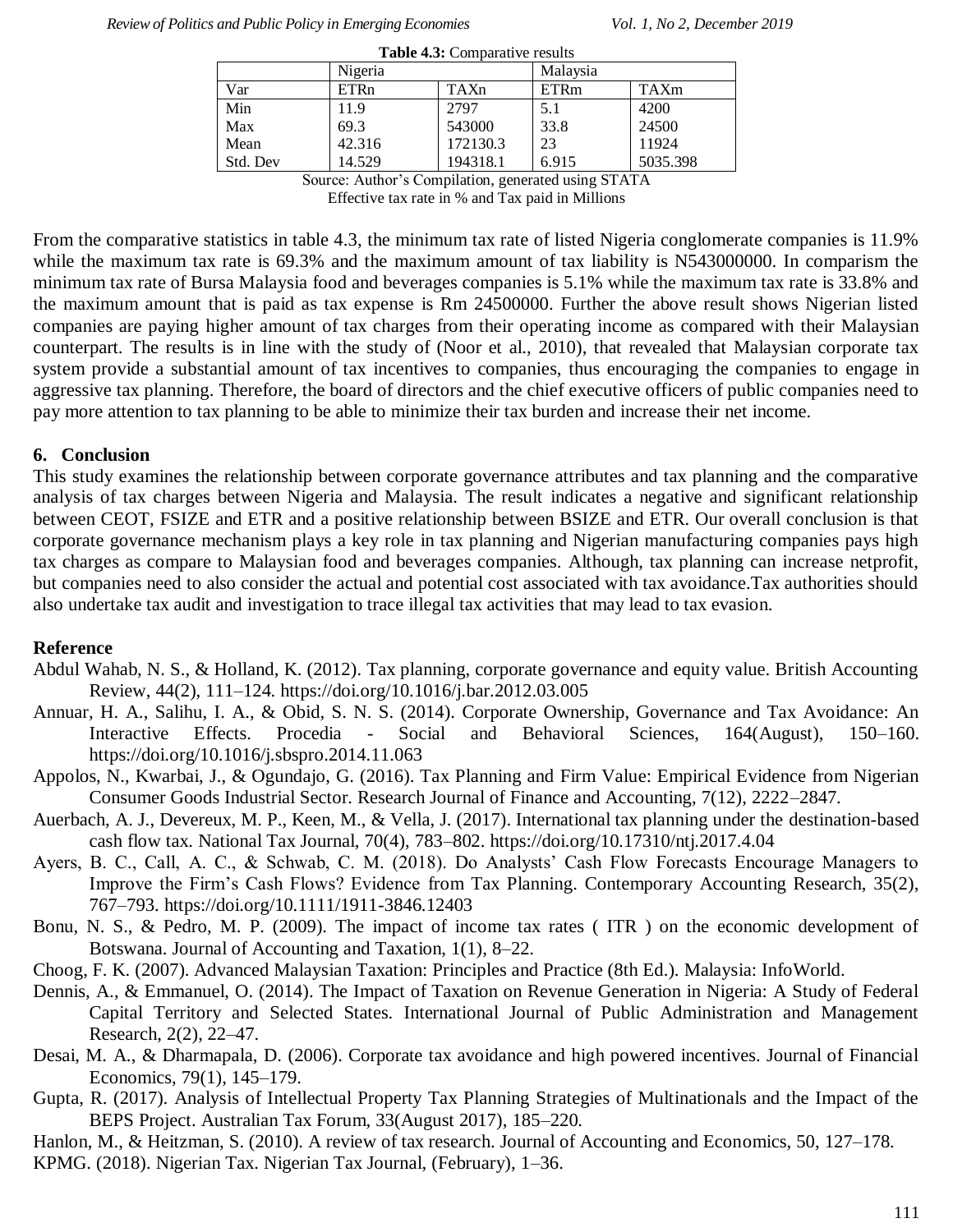**Table 4.3:** Comparative results

| | Nigeria | | Malaysia | |
|---|---|---|---|---|
| Var | ETRn | TAXn | ETRm | TAXm |
| Min | 11.9 | 2797 | 5.1 | 4200 |
| Max | 69.3 | 543000 | 33.8 | 24500 |
| Mean | 42.316 | 172130.3 | 23 | 11924 |
| Std. Dev | 14.529 | 194318.1 | 6.915 | 5035.398 |

Source: Author's Compilation, generated using STATA
Effective tax rate in % and Tax paid in Millions

From the comparative statistics in table 4.3, the minimum tax rate of listed Nigeria conglomerate companies is 11.9% while the maximum tax rate is 69.3% and the maximum amount of tax liability is N543000000. In comparism the minimum tax rate of Bursa Malaysia food and beverages companies is 5.1% while the maximum tax rate is 33.8% and the maximum amount that is paid as tax expense is Rm 24500000. Further the above result shows Nigerian listed companies are paying higher amount of tax charges from their operating income as compared with their Malaysian counterpart. The results is in line with the study of (Noor et al., 2010), that revealed that Malaysian corporate tax system provide a substantial amount of tax incentives to companies, thus encouraging the companies to engage in aggressive tax planning. Therefore, the board of directors and the chief executive officers of public companies need to pay more attention to tax planning to be able to minimize their tax burden and increase their net income.

## 6. Conclusion

This study examines the relationship between corporate governance attributes and tax planning and the comparative analysis of tax charges between Nigeria and Malaysia. The result indicates a negative and significant relationship between CEOT, FSIZE and ETR and a positive relationship between BSIZE and ETR. Our overall conclusion is that corporate governance mechanism plays a key role in tax planning and Nigerian manufacturing companies pays high tax charges as compare to Malaysian food and beverages companies. Although, tax planning can increase netprofit, but companies need to also consider the actual and potential cost associated with tax avoidance.Tax authorities should also undertake tax audit and investigation to trace illegal tax activities that may lead to tax evasion.

## Reference

Abdul Wahab, N. S., & Holland, K. (2012). Tax planning, corporate governance and equity value. British Accounting Review, 44(2), 111–124. https://doi.org/10.1016/j.bar.2012.03.005

Annuar, H. A., Salihu, I. A., & Obid, S. N. S. (2014). Corporate Ownership, Governance and Tax Avoidance: An Interactive Effects. Procedia - Social and Behavioral Sciences, 164(August), 150–160. https://doi.org/10.1016/j.sbspro.2014.11.063

Appolos, N., Kwarbai, J., & Ogundajo, G. (2016). Tax Planning and Firm Value: Empirical Evidence from Nigerian Consumer Goods Industrial Sector. Research Journal of Finance and Accounting, 7(12), 2222–2847.

Auerbach, A. J., Devereux, M. P., Keen, M., & Vella, J. (2017). International tax planning under the destination-based cash flow tax. National Tax Journal, 70(4), 783–802. https://doi.org/10.17310/ntj.2017.4.04

Ayers, B. C., Call, A. C., & Schwab, C. M. (2018). Do Analysts' Cash Flow Forecasts Encourage Managers to Improve the Firm's Cash Flows? Evidence from Tax Planning. Contemporary Accounting Research, 35(2), 767–793. https://doi.org/10.1111/1911-3846.12403

Bonu, N. S., & Pedro, M. P. (2009). The impact of income tax rates ( ITR ) on the economic development of Botswana. Journal of Accounting and Taxation, 1(1), 8–22.

Choog, F. K. (2007). Advanced Malaysian Taxation: Principles and Practice (8th Ed.). Malaysia: InfoWorld.

Dennis, A., & Emmanuel, O. (2014). The Impact of Taxation on Revenue Generation in Nigeria: A Study of Federal Capital Territory and Selected States. International Journal of Public Administration and Management Research, 2(2), 22–47.

Desai, M. A., & Dharmapala, D. (2006). Corporate tax avoidance and high powered incentives. Journal of Financial Economics, 79(1), 145–179.

Gupta, R. (2017). Analysis of Intellectual Property Tax Planning Strategies of Multinationals and the Impact of the BEPS Project. Australian Tax Forum, 33(August 2017), 185–220.

Hanlon, M., & Heitzman, S. (2010). A review of tax research. Journal of Accounting and Economics, 50, 127–178.

KPMG. (2018). Nigerian Tax. Nigerian Tax Journal, (February), 1–36.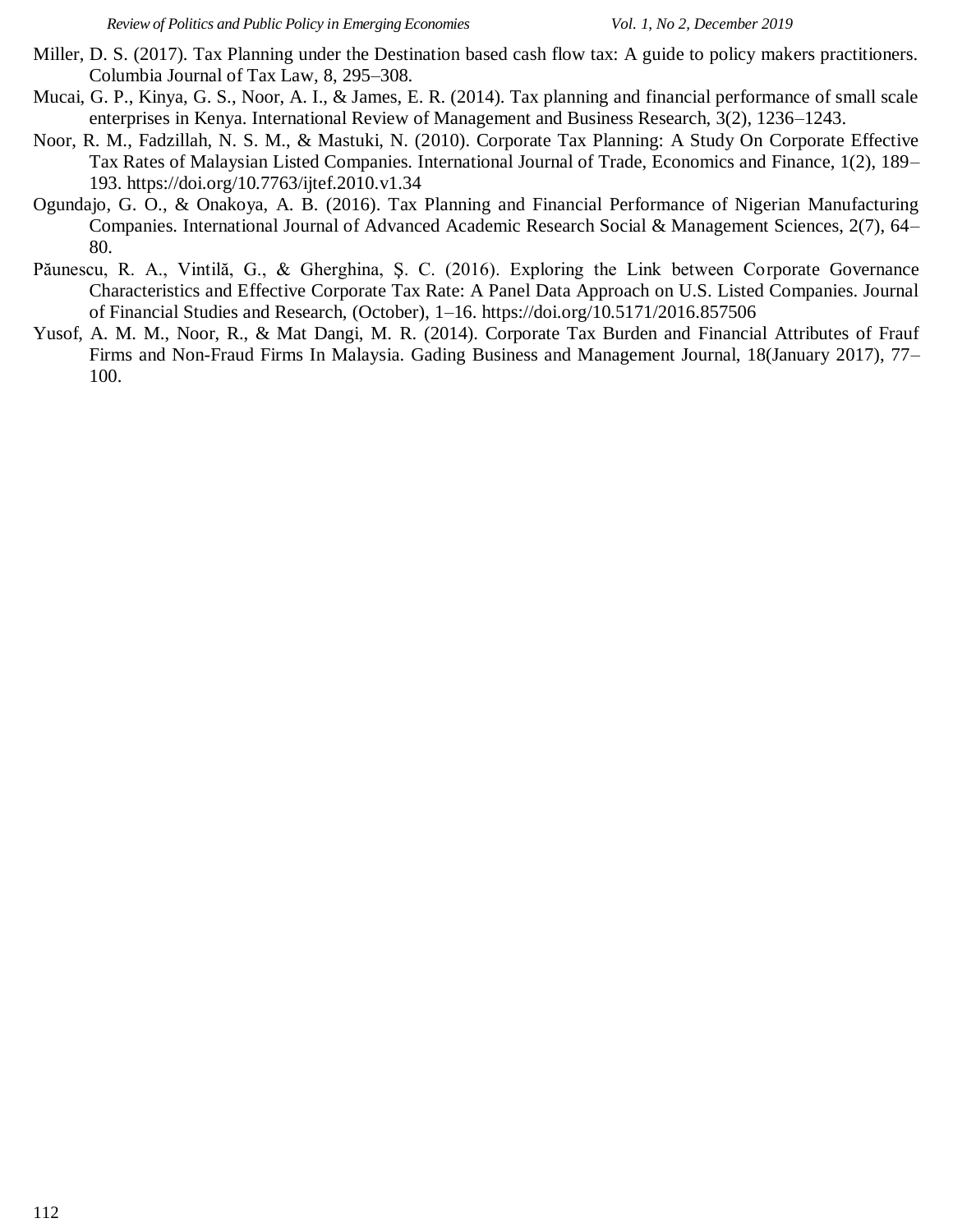Miller, D. S. (2017). Tax Planning under the Destination based cash flow tax: A guide to policy makers practitioners. Columbia Journal of Tax Law, 8, 295–308.

Mucai, G. P., Kinya, G. S., Noor, A. I., & James, E. R. (2014). Tax planning and financial performance of small scale enterprises in Kenya. International Review of Management and Business Research, 3(2), 1236–1243.

Noor, R. M., Fadzillah, N. S. M., & Mastuki, N. (2010). Corporate Tax Planning: A Study On Corporate Effective Tax Rates of Malaysian Listed Companies. International Journal of Trade, Economics and Finance, 1(2), 189–193. https://doi.org/10.7763/ijtef.2010.v1.34

Ogundajo, G. O., & Onakoya, A. B. (2016). Tax Planning and Financial Performance of Nigerian Manufacturing Companies. International Journal of Advanced Academic Research Social & Management Sciences, 2(7), 64–80.

Păunescu, R. A., Vintilă, G., & Gherghina, Ş. C. (2016). Exploring the Link between Corporate Governance Characteristics and Effective Corporate Tax Rate: A Panel Data Approach on U.S. Listed Companies. Journal of Financial Studies and Research, (October), 1–16. https://doi.org/10.5171/2016.857506

Yusof, A. M. M., Noor, R., & Mat Dangi, M. R. (2014). Corporate Tax Burden and Financial Attributes of Frauf Firms and Non-Fraud Firms In Malaysia. Gading Business and Management Journal, 18(January 2017), 77–100.